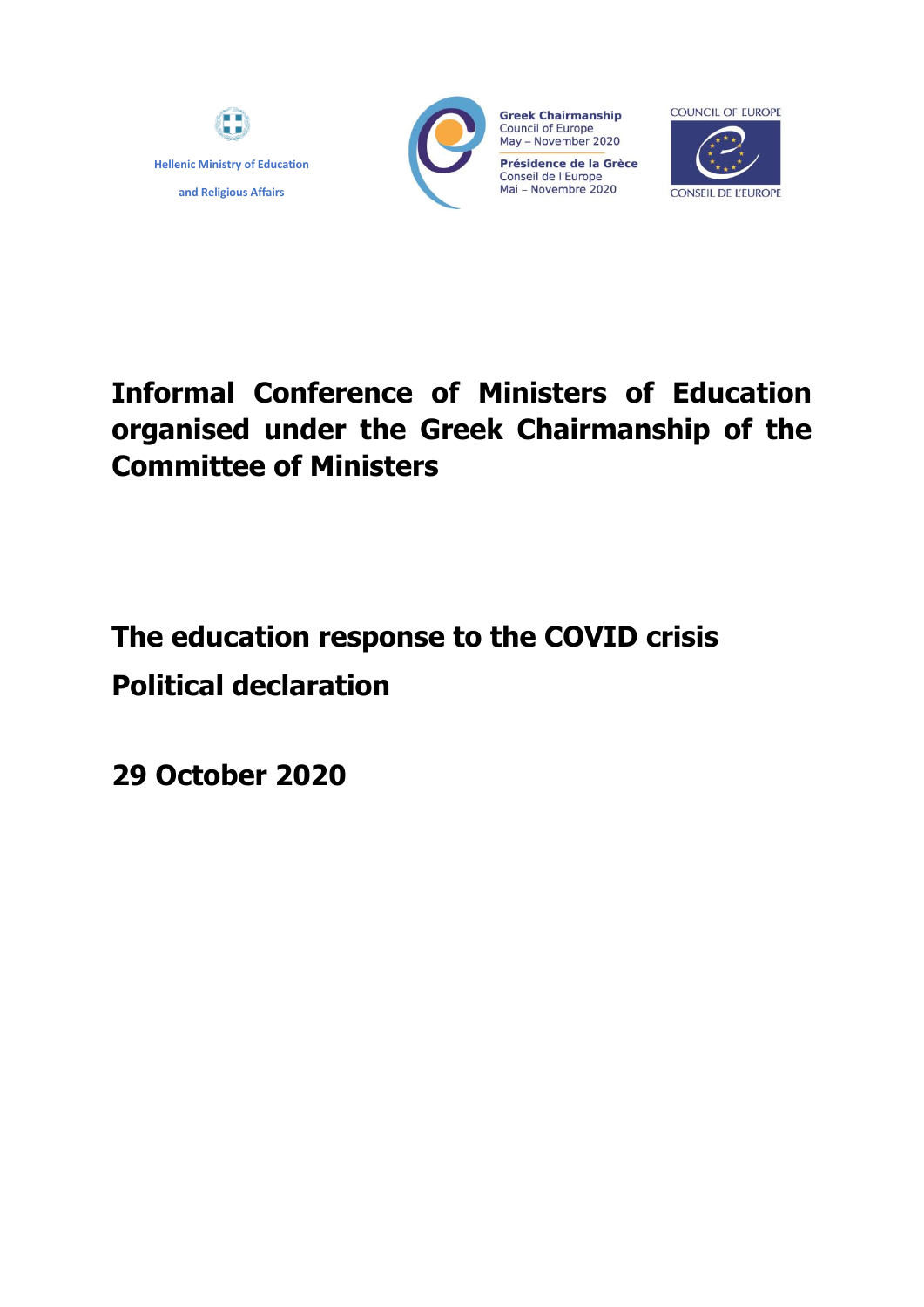Hellenic Ministry of Education and Religious Affairs

Greek Chairmanship
Council of Europe
May – November 2020

Présidence de la Grèce
Conseil de l'Europe
Mai – Novembre 2020

COUNCIL OF EUROPE
CONSEIL DE L'EUROPE

# Informal Conference of Ministers of Education organised under the Greek Chairmanship of the Committee of Ministers

## The education response to the COVID crisis

## Political declaration

## 29 October 2020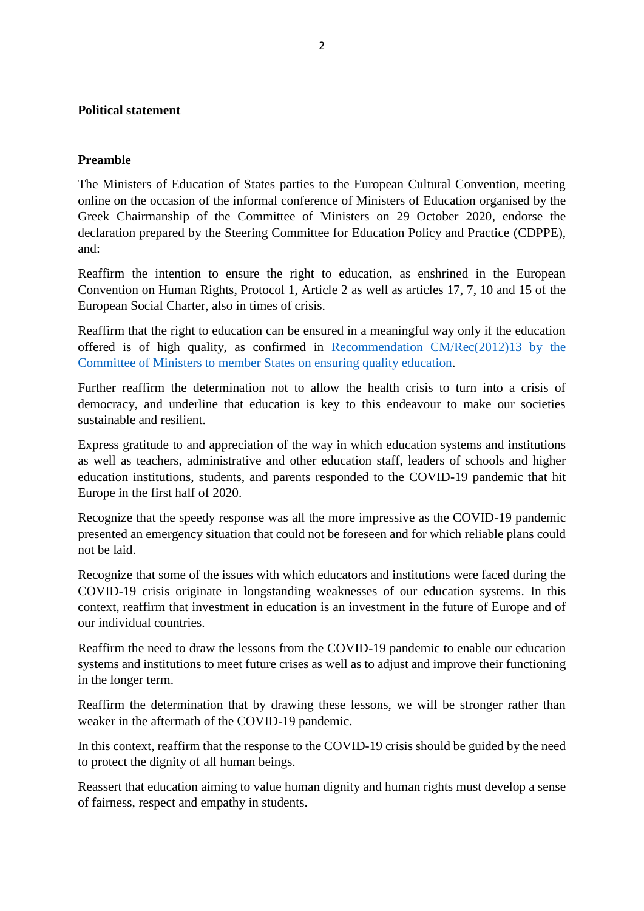**Political statement**

**Preamble**

The Ministers of Education of States parties to the European Cultural Convention, meeting online on the occasion of the informal conference of Ministers of Education organised by the Greek Chairmanship of the Committee of Ministers on 29 October 2020, endorse the declaration prepared by the Steering Committee for Education Policy and Practice (CDPPE), and:

Reaffirm the intention to ensure the right to education, as enshrined in the European Convention on Human Rights, Protocol 1, Article 2 as well as articles 17, 7, 10 and 15 of the European Social Charter, also in times of crisis.

Reaffirm that the right to education can be ensured in a meaningful way only if the education offered is of high quality, as confirmed in Recommendation CM/Rec(2012)13 by the Committee of Ministers to member States on ensuring quality education.

Further reaffirm the determination not to allow the health crisis to turn into a crisis of democracy, and underline that education is key to this endeavour to make our societies sustainable and resilient.

Express gratitude to and appreciation of the way in which education systems and institutions as well as teachers, administrative and other education staff, leaders of schools and higher education institutions, students, and parents responded to the COVID-19 pandemic that hit Europe in the first half of 2020.

Recognize that the speedy response was all the more impressive as the COVID-19 pandemic presented an emergency situation that could not be foreseen and for which reliable plans could not be laid.

Recognize that some of the issues with which educators and institutions were faced during the COVID-19 crisis originate in longstanding weaknesses of our education systems. In this context, reaffirm that investment in education is an investment in the future of Europe and of our individual countries.

Reaffirm the need to draw the lessons from the COVID-19 pandemic to enable our education systems and institutions to meet future crises as well as to adjust and improve their functioning in the longer term.

Reaffirm the determination that by drawing these lessons, we will be stronger rather than weaker in the aftermath of the COVID-19 pandemic.

In this context, reaffirm that the response to the COVID-19 crisis should be guided by the need to protect the dignity of all human beings.

Reassert that education aiming to value human dignity and human rights must develop a sense of fairness, respect and empathy in students.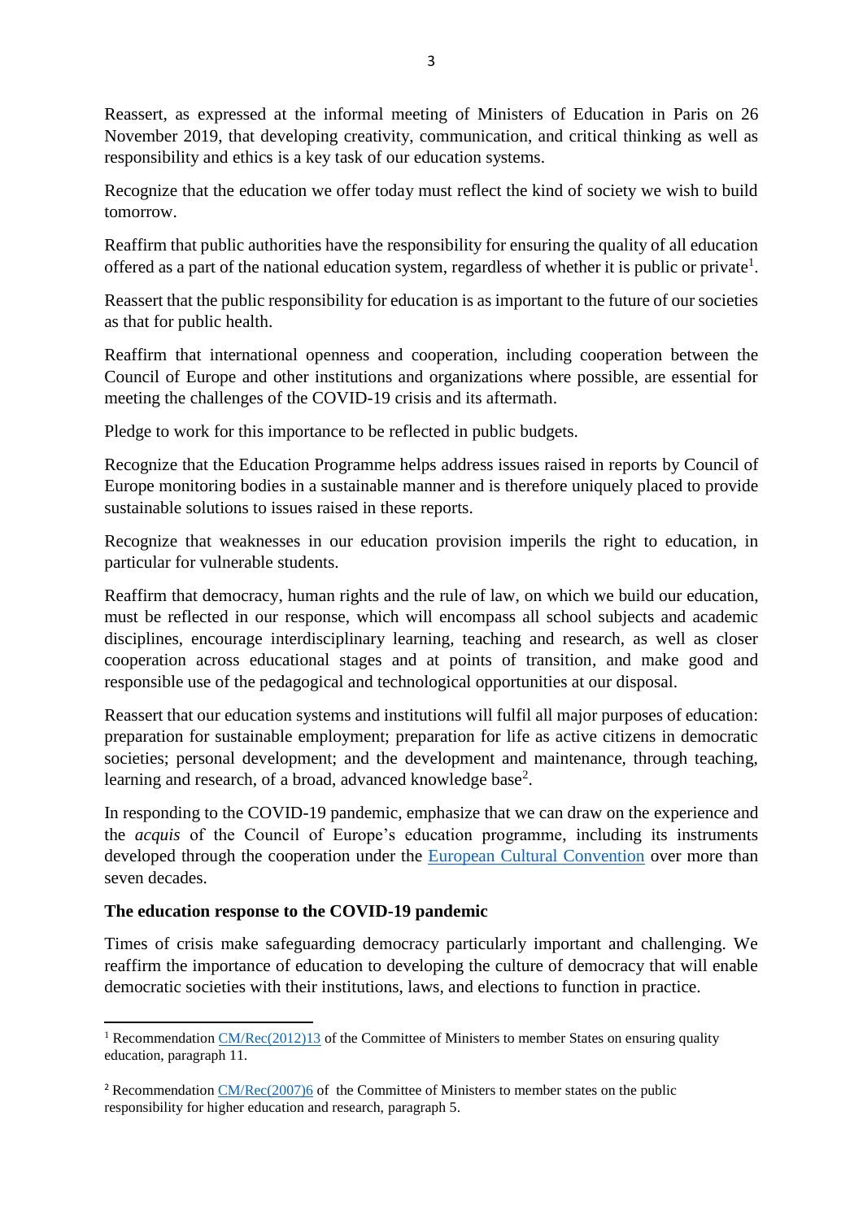Reassert, as expressed at the informal meeting of Ministers of Education in Paris on 26 November 2019, that developing creativity, communication, and critical thinking as well as responsibility and ethics is a key task of our education systems.

Recognize that the education we offer today must reflect the kind of society we wish to build tomorrow.

Reaffirm that public authorities have the responsibility for ensuring the quality of all education offered as a part of the national education system, regardless of whether it is public or private[1].

Reassert that the public responsibility for education is as important to the future of our societies as that for public health.

Reaffirm that international openness and cooperation, including cooperation between the Council of Europe and other institutions and organizations where possible, are essential for meeting the challenges of the COVID-19 crisis and its aftermath.

Pledge to work for this importance to be reflected in public budgets.

Recognize that the Education Programme helps address issues raised in reports by Council of Europe monitoring bodies in a sustainable manner and is therefore uniquely placed to provide sustainable solutions to issues raised in these reports.

Recognize that weaknesses in our education provision imperils the right to education, in particular for vulnerable students.

Reaffirm that democracy, human rights and the rule of law, on which we build our education, must be reflected in our response, which will encompass all school subjects and academic disciplines, encourage interdisciplinary learning, teaching and research, as well as closer cooperation across educational stages and at points of transition, and make good and responsible use of the pedagogical and technological opportunities at our disposal.

Reassert that our education systems and institutions will fulfil all major purposes of education: preparation for sustainable employment; preparation for life as active citizens in democratic societies; personal development; and the development and maintenance, through teaching, learning and research, of a broad, advanced knowledge base[2].

In responding to the COVID-19 pandemic, emphasize that we can draw on the experience and the *acquis* of the Council of Europe's education programme, including its instruments developed through the cooperation under the European Cultural Convention over more than seven decades.

**The education response to the COVID-19 pandemic**

Times of crisis make safeguarding democracy particularly important and challenging. We reaffirm the importance of education to developing the culture of democracy that will enable democratic societies with their institutions, laws, and elections to function in practice.

---

[1] Recommendation CM/Rec(2012)13 of the Committee of Ministers to member States on ensuring quality education, paragraph 11.

[2] Recommendation CM/Rec(2007)6 of the Committee of Ministers to member states on the public responsibility for higher education and research, paragraph 5.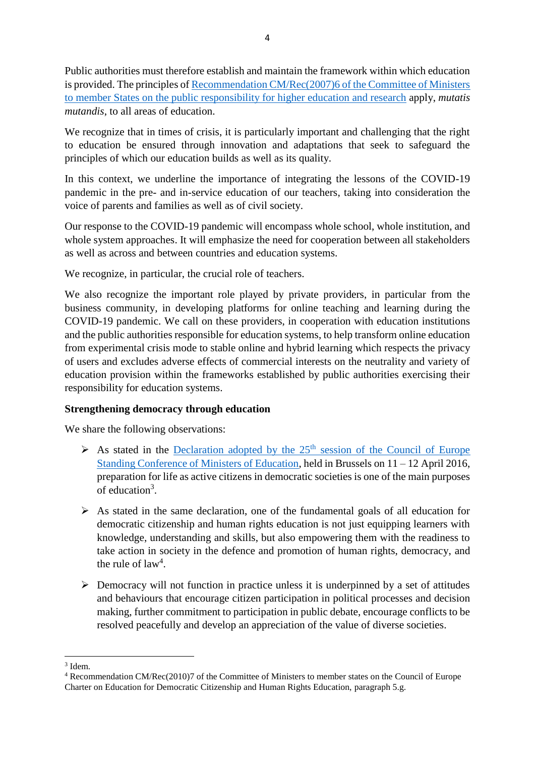Public authorities must therefore establish and maintain the framework within which education is provided. The principles of [Recommendation CM/Rec(2007)6 of the Committee of Ministers to member States on the public responsibility for higher education and research] apply, *mutatis mutandis*, to all areas of education.

We recognize that in times of crisis, it is particularly important and challenging that the right to education be ensured through innovation and adaptations that seek to safeguard the principles of which our education builds as well as its quality.

In this context, we underline the importance of integrating the lessons of the COVID-19 pandemic in the pre- and in-service education of our teachers, taking into consideration the voice of parents and families as well as of civil society.

Our response to the COVID-19 pandemic will encompass whole school, whole institution, and whole system approaches. It will emphasize the need for cooperation between all stakeholders as well as across and between countries and education systems.

We recognize, in particular, the crucial role of teachers.

We also recognize the important role played by private providers, in particular from the business community, in developing platforms for online teaching and learning during the COVID-19 pandemic. We call on these providers, in cooperation with education institutions and the public authorities responsible for education systems, to help transform online education from experimental crisis mode to stable online and hybrid learning which respects the privacy of users and excludes adverse effects of commercial interests on the neutrality and variety of education provision within the frameworks established by public authorities exercising their responsibility for education systems.

**Strengthening democracy through education**

We share the following observations:

- As stated in the Declaration adopted by the 25th session of the Council of Europe Standing Conference of Ministers of Education, held in Brussels on 11 – 12 April 2016, preparation for life as active citizens in democratic societies is one of the main purposes of education[3].

- As stated in the same declaration, one of the fundamental goals of all education for democratic citizenship and human rights education is not just equipping learners with knowledge, understanding and skills, but also empowering them with the readiness to take action in society in the defence and promotion of human rights, democracy, and the rule of law[4].

- Democracy will not function in practice unless it is underpinned by a set of attitudes and behaviours that encourage citizen participation in political processes and decision making, further commitment to participation in public debate, encourage conflicts to be resolved peacefully and develop an appreciation of the value of diverse societies.

---

[3] Idem.

[4] Recommendation CM/Rec(2010)7 of the Committee of Ministers to member states on the Council of Europe Charter on Education for Democratic Citizenship and Human Rights Education, paragraph 5.g.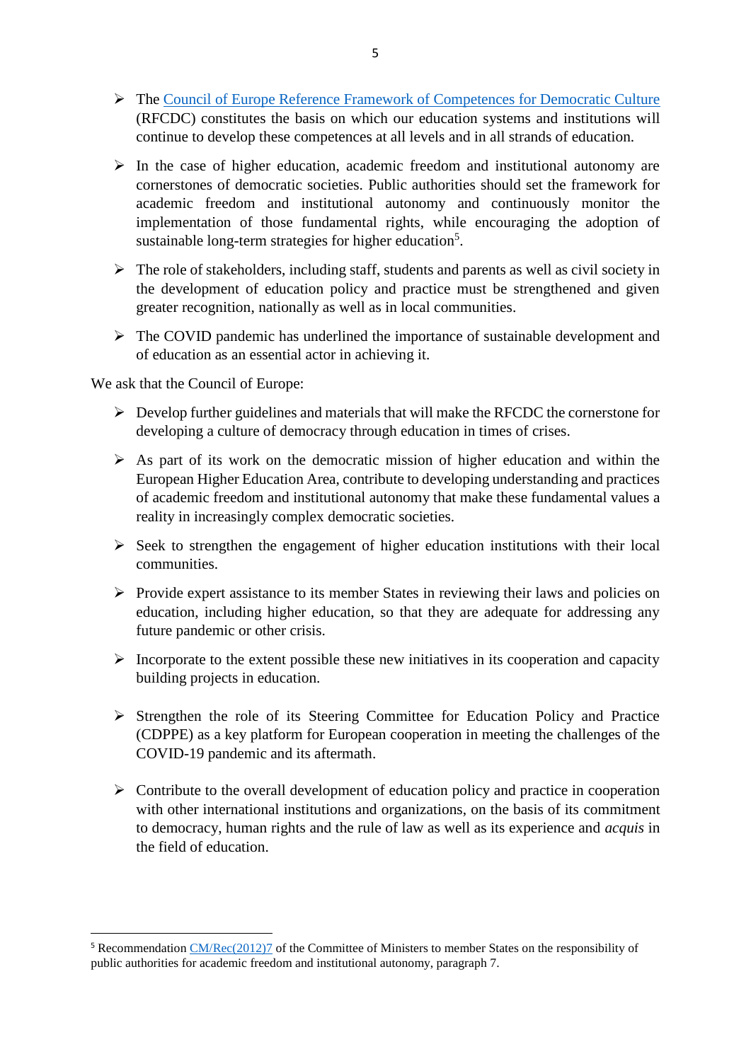- The [Council of Europe Reference Framework of Competences for Democratic Culture](#) (RFCDC) constitutes the basis on which our education systems and institutions will continue to develop these competences at all levels and in all strands of education.

- In the case of higher education, academic freedom and institutional autonomy are cornerstones of democratic societies. Public authorities should set the framework for academic freedom and institutional autonomy and continuously monitor the implementation of those fundamental rights, while encouraging the adoption of sustainable long-term strategies for higher education[5].

- The role of stakeholders, including staff, students and parents as well as civil society in the development of education policy and practice must be strengthened and given greater recognition, nationally as well as in local communities.

- The COVID pandemic has underlined the importance of sustainable development and of education as an essential actor in achieving it.

We ask that the Council of Europe:

- Develop further guidelines and materials that will make the RFCDC the cornerstone for developing a culture of democracy through education in times of crises.

- As part of its work on the democratic mission of higher education and within the European Higher Education Area, contribute to developing understanding and practices of academic freedom and institutional autonomy that make these fundamental values a reality in increasingly complex democratic societies.

- Seek to strengthen the engagement of higher education institutions with their local communities.

- Provide expert assistance to its member States in reviewing their laws and policies on education, including higher education, so that they are adequate for addressing any future pandemic or other crisis.

- Incorporate to the extent possible these new initiatives in its cooperation and capacity building projects in education.

- Strengthen the role of its Steering Committee for Education Policy and Practice (CDPPE) as a key platform for European cooperation in meeting the challenges of the COVID-19 pandemic and its aftermath.

- Contribute to the overall development of education policy and practice in cooperation with other international institutions and organizations, on the basis of its commitment to democracy, human rights and the rule of law as well as its experience and *acquis* in the field of education.

---

[5] Recommendation [CM/Rec(2012)7](#) of the Committee of Ministers to member States on the responsibility of public authorities for academic freedom and institutional autonomy, paragraph 7.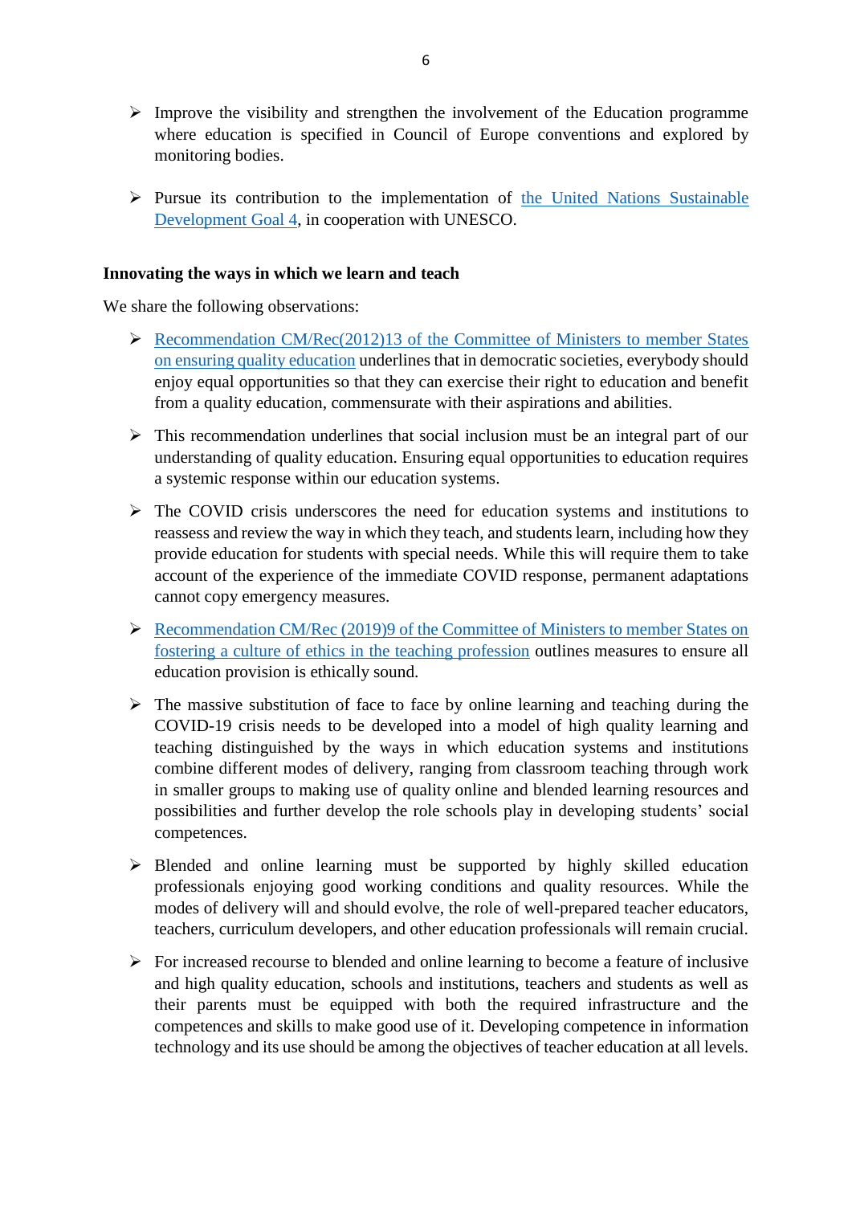- Improve the visibility and strengthen the involvement of the Education programme where education is specified in Council of Europe conventions and explored by monitoring bodies.

- Pursue its contribution to the implementation of the United Nations Sustainable Development Goal 4, in cooperation with UNESCO.

**Innovating the ways in which we learn and teach**

We share the following observations:

- Recommendation CM/Rec(2012)13 of the Committee of Ministers to member States on ensuring quality education underlines that in democratic societies, everybody should enjoy equal opportunities so that they can exercise their right to education and benefit from a quality education, commensurate with their aspirations and abilities.

- This recommendation underlines that social inclusion must be an integral part of our understanding of quality education. Ensuring equal opportunities to education requires a systemic response within our education systems.

- The COVID crisis underscores the need for education systems and institutions to reassess and review the way in which they teach, and students learn, including how they provide education for students with special needs. While this will require them to take account of the experience of the immediate COVID response, permanent adaptations cannot copy emergency measures.

- Recommendation CM/Rec (2019)9 of the Committee of Ministers to member States on fostering a culture of ethics in the teaching profession outlines measures to ensure all education provision is ethically sound.

- The massive substitution of face to face by online learning and teaching during the COVID-19 crisis needs to be developed into a model of high quality learning and teaching distinguished by the ways in which education systems and institutions combine different modes of delivery, ranging from classroom teaching through work in smaller groups to making use of quality online and blended learning resources and possibilities and further develop the role schools play in developing students' social competences.

- Blended and online learning must be supported by highly skilled education professionals enjoying good working conditions and quality resources. While the modes of delivery will and should evolve, the role of well-prepared teacher educators, teachers, curriculum developers, and other education professionals will remain crucial.

- For increased recourse to blended and online learning to become a feature of inclusive and high quality education, schools and institutions, teachers and students as well as their parents must be equipped with both the required infrastructure and the competences and skills to make good use of it. Developing competence in information technology and its use should be among the objectives of teacher education at all levels.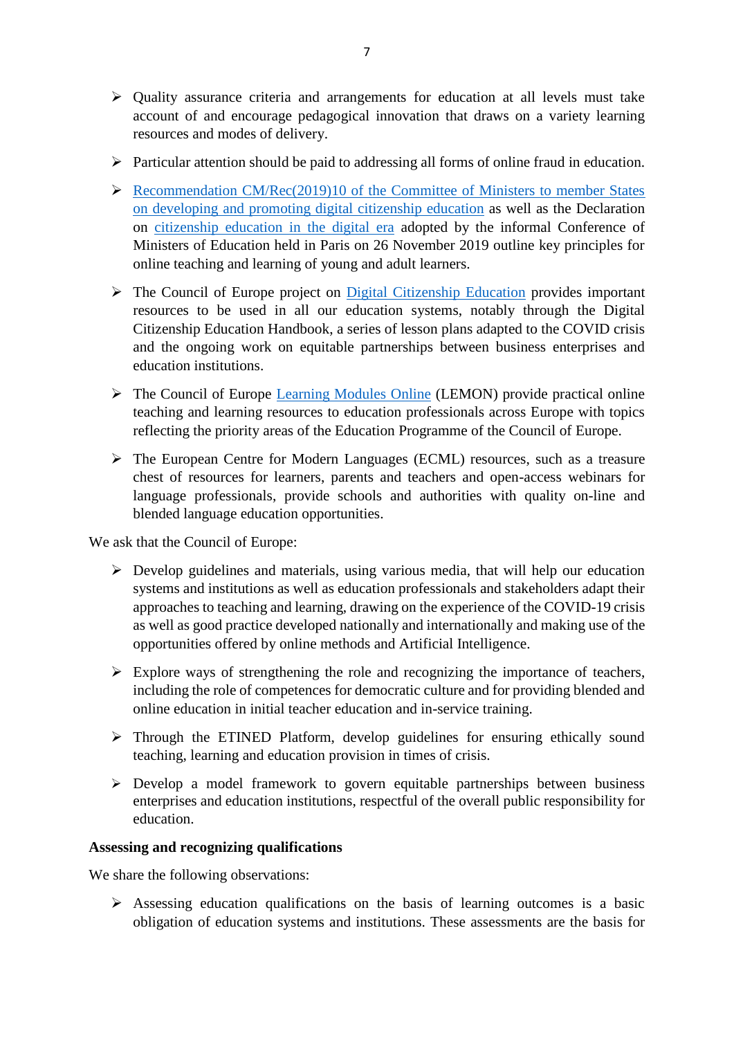- Quality assurance criteria and arrangements for education at all levels must take account of and encourage pedagogical innovation that draws on a variety learning resources and modes of delivery.

- Particular attention should be paid to addressing all forms of online fraud in education.

- Recommendation CM/Rec(2019)10 of the Committee of Ministers to member States on developing and promoting digital citizenship education as well as the Declaration on citizenship education in the digital era adopted by the informal Conference of Ministers of Education held in Paris on 26 November 2019 outline key principles for online teaching and learning of young and adult learners.

- The Council of Europe project on Digital Citizenship Education provides important resources to be used in all our education systems, notably through the Digital Citizenship Education Handbook, a series of lesson plans adapted to the COVID crisis and the ongoing work on equitable partnerships between business enterprises and education institutions.

- The Council of Europe Learning Modules Online (LEMON) provide practical online teaching and learning resources to education professionals across Europe with topics reflecting the priority areas of the Education Programme of the Council of Europe.

- The European Centre for Modern Languages (ECML) resources, such as a treasure chest of resources for learners, parents and teachers and open-access webinars for language professionals, provide schools and authorities with quality on-line and blended language education opportunities.

We ask that the Council of Europe:

- Develop guidelines and materials, using various media, that will help our education systems and institutions as well as education professionals and stakeholders adapt their approaches to teaching and learning, drawing on the experience of the COVID-19 crisis as well as good practice developed nationally and internationally and making use of the opportunities offered by online methods and Artificial Intelligence.

- Explore ways of strengthening the role and recognizing the importance of teachers, including the role of competences for democratic culture and for providing blended and online education in initial teacher education and in-service training.

- Through the ETINED Platform, develop guidelines for ensuring ethically sound teaching, learning and education provision in times of crisis.

- Develop a model framework to govern equitable partnerships between business enterprises and education institutions, respectful of the overall public responsibility for education.

**Assessing and recognizing qualifications**

We share the following observations:

- Assessing education qualifications on the basis of learning outcomes is a basic obligation of education systems and institutions. These assessments are the basis for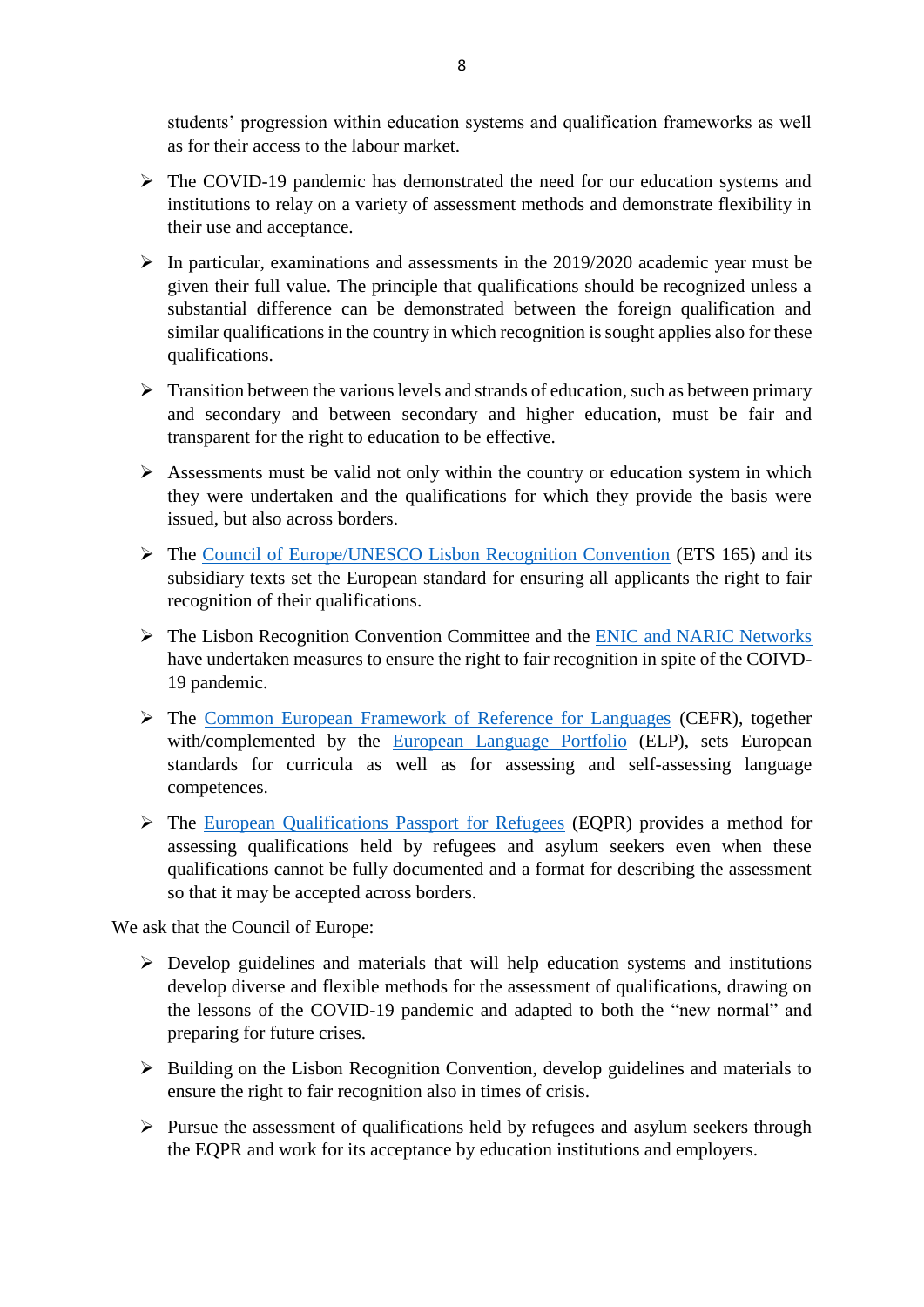students' progression within education systems and qualification frameworks as well as for their access to the labour market.

- The COVID-19 pandemic has demonstrated the need for our education systems and institutions to relay on a variety of assessment methods and demonstrate flexibility in their use and acceptance.

- In particular, examinations and assessments in the 2019/2020 academic year must be given their full value. The principle that qualifications should be recognized unless a substantial difference can be demonstrated between the foreign qualification and similar qualifications in the country in which recognition is sought applies also for these qualifications.

- Transition between the various levels and strands of education, such as between primary and secondary and between secondary and higher education, must be fair and transparent for the right to education to be effective.

- Assessments must be valid not only within the country or education system in which they were undertaken and the qualifications for which they provide the basis were issued, but also across borders.

- The Council of Europe/UNESCO Lisbon Recognition Convention (ETS 165) and its subsidiary texts set the European standard for ensuring all applicants the right to fair recognition of their qualifications.

- The Lisbon Recognition Convention Committee and the ENIC and NARIC Networks have undertaken measures to ensure the right to fair recognition in spite of the COIVD-19 pandemic.

- The Common European Framework of Reference for Languages (CEFR), together with/complemented by the European Language Portfolio (ELP), sets European standards for curricula as well as for assessing and self-assessing language competences.

- The European Qualifications Passport for Refugees (EQPR) provides a method for assessing qualifications held by refugees and asylum seekers even when these qualifications cannot be fully documented and a format for describing the assessment so that it may be accepted across borders.

We ask that the Council of Europe:

- Develop guidelines and materials that will help education systems and institutions develop diverse and flexible methods for the assessment of qualifications, drawing on the lessons of the COVID-19 pandemic and adapted to both the "new normal" and preparing for future crises.

- Building on the Lisbon Recognition Convention, develop guidelines and materials to ensure the right to fair recognition also in times of crisis.

- Pursue the assessment of qualifications held by refugees and asylum seekers through the EQPR and work for its acceptance by education institutions and employers.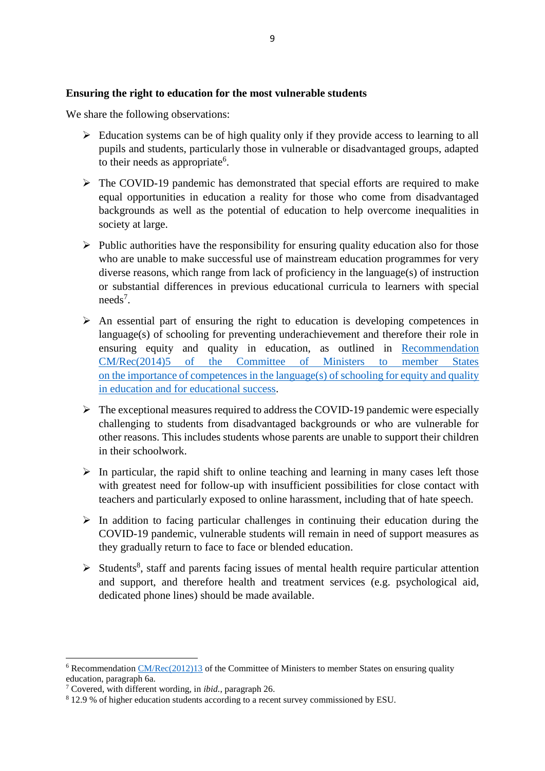**Ensuring the right to education for the most vulnerable students**

We share the following observations:

- Education systems can be of high quality only if they provide access to learning to all pupils and students, particularly those in vulnerable or disadvantaged groups, adapted to their needs as appropriate[6].

- The COVID-19 pandemic has demonstrated that special efforts are required to make equal opportunities in education a reality for those who come from disadvantaged backgrounds as well as the potential of education to help overcome inequalities in society at large.

- Public authorities have the responsibility for ensuring quality education also for those who are unable to make successful use of mainstream education programmes for very diverse reasons, which range from lack of proficiency in the language(s) of instruction or substantial differences in previous educational curricula to learners with special needs[7].

- An essential part of ensuring the right to education is developing competences in language(s) of schooling for preventing underachievement and therefore their role in ensuring equity and quality in education, as outlined in Recommendation CM/Rec(2014)5 of the Committee of Ministers to member States on the importance of competences in the language(s) of schooling for equity and quality in education and for educational success.

- The exceptional measures required to address the COVID-19 pandemic were especially challenging to students from disadvantaged backgrounds or who are vulnerable for other reasons. This includes students whose parents are unable to support their children in their schoolwork.

- In particular, the rapid shift to online teaching and learning in many cases left those with greatest need for follow-up with insufficient possibilities for close contact with teachers and particularly exposed to online harassment, including that of hate speech.

- In addition to facing particular challenges in continuing their education during the COVID-19 pandemic, vulnerable students will remain in need of support measures as they gradually return to face to face or blended education.

- Students[8], staff and parents facing issues of mental health require particular attention and support, and therefore health and treatment services (e.g. psychological aid, dedicated phone lines) should be made available.

---

[6] Recommendation CM/Rec(2012)13 of the Committee of Ministers to member States on ensuring quality education, paragraph 6a.

[7] Covered, with different wording, in *ibid.*, paragraph 26.

[8] 12.9 % of higher education students according to a recent survey commissioned by ESU.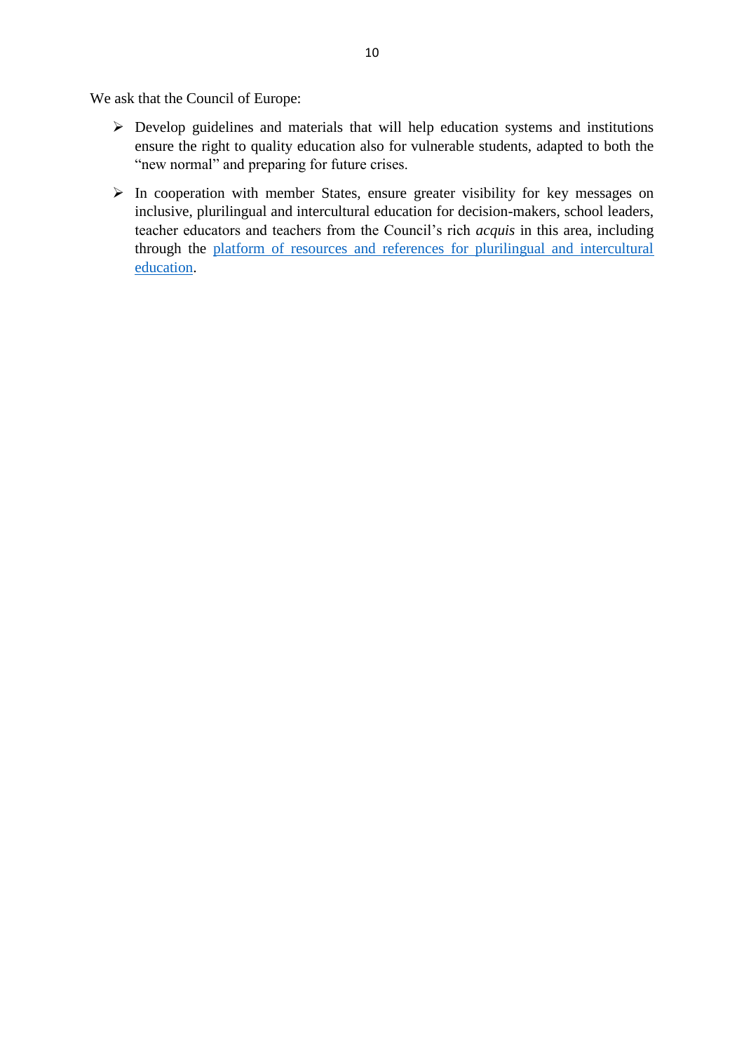We ask that the Council of Europe:

- Develop guidelines and materials that will help education systems and institutions ensure the right to quality education also for vulnerable students, adapted to both the "new normal" and preparing for future crises.

- In cooperation with member States, ensure greater visibility for key messages on inclusive, plurilingual and intercultural education for decision-makers, school leaders, teacher educators and teachers from the Council's rich *acquis* in this area, including through the platform of resources and references for plurilingual and intercultural education.